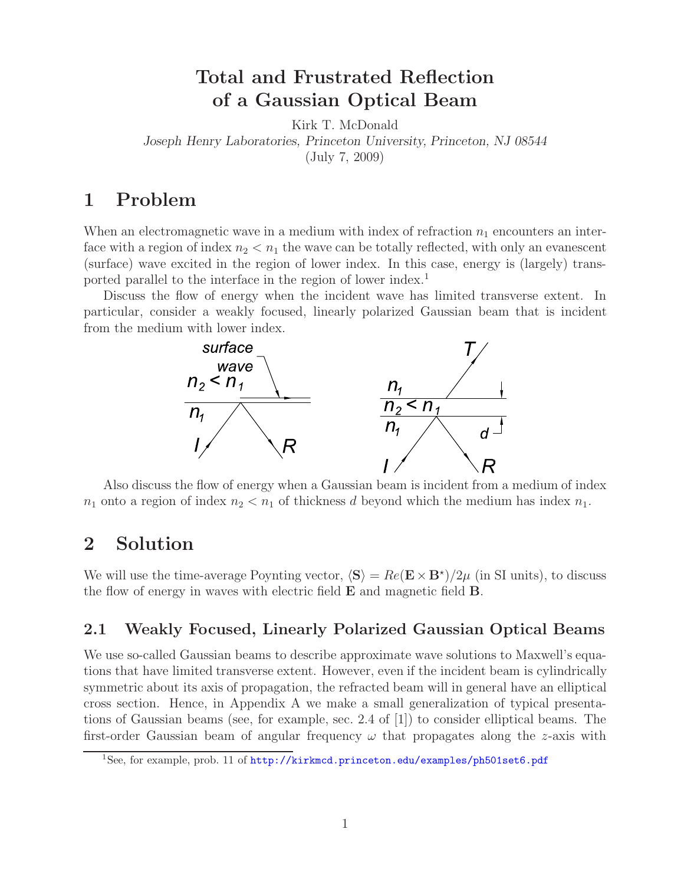# Total and Frustrated Reflection of a Gaussian Optical Beam

Kirk T. McDonald

*Joseph Henry Laboratories, Princeton University, Princeton, NJ 08544*

(July 7, 2009)

## 1 Problem

When an electromagnetic wave in a medium with index of refraction $n_1$ encounters an interface with a region of index $n_2 < n_1$ the wave can be totally reflected, with only an evanescent (surface) wave excited in the region of lower index. In this case, energy is (largely) transported parallel to the interface in the region of lower index.[1]

Discuss the flow of energy when the incident wave has limited transverse extent. In particular, consider a weakly focused, linearly polarized Gaussian beam that is incident from the medium with lower index.

Also discuss the flow of energy when a Gaussian beam is incident from a medium of index $n_1$ onto a region of index $n_2 < n_1$ of thickness $d$ beyond which the medium has index $n_1$.

## 2 Solution

We will use the time-average Poynting vector, $\langle \mathbf{S} \rangle = Re(\mathbf{E} \times \mathbf{B}^{\star})/2\mu$ (in SI units), to discuss the flow of energy in waves with electric field $\mathbf{E}$ and magnetic field $\mathbf{B}$.

### 2.1 Weakly Focused, Linearly Polarized Gaussian Optical Beams

We use so-called Gaussian beams to describe approximate wave solutions to Maxwell's equations that have limited transverse extent. However, even if the incident beam is cylindrically symmetric about its axis of propagation, the refracted beam will in general have an elliptical cross section. Hence, in Appendix A we make a small generalization of typical presentations of Gaussian beams (see, for example, sec. 2.4 of [1]) to consider elliptical beams. The first-order Gaussian beam of angular frequency $\omega$ that propagates along the $z$-axis with

[1] See, for example, prob. 11 of http://kirkmcd.princeton.edu/examples/ph501set6.pdf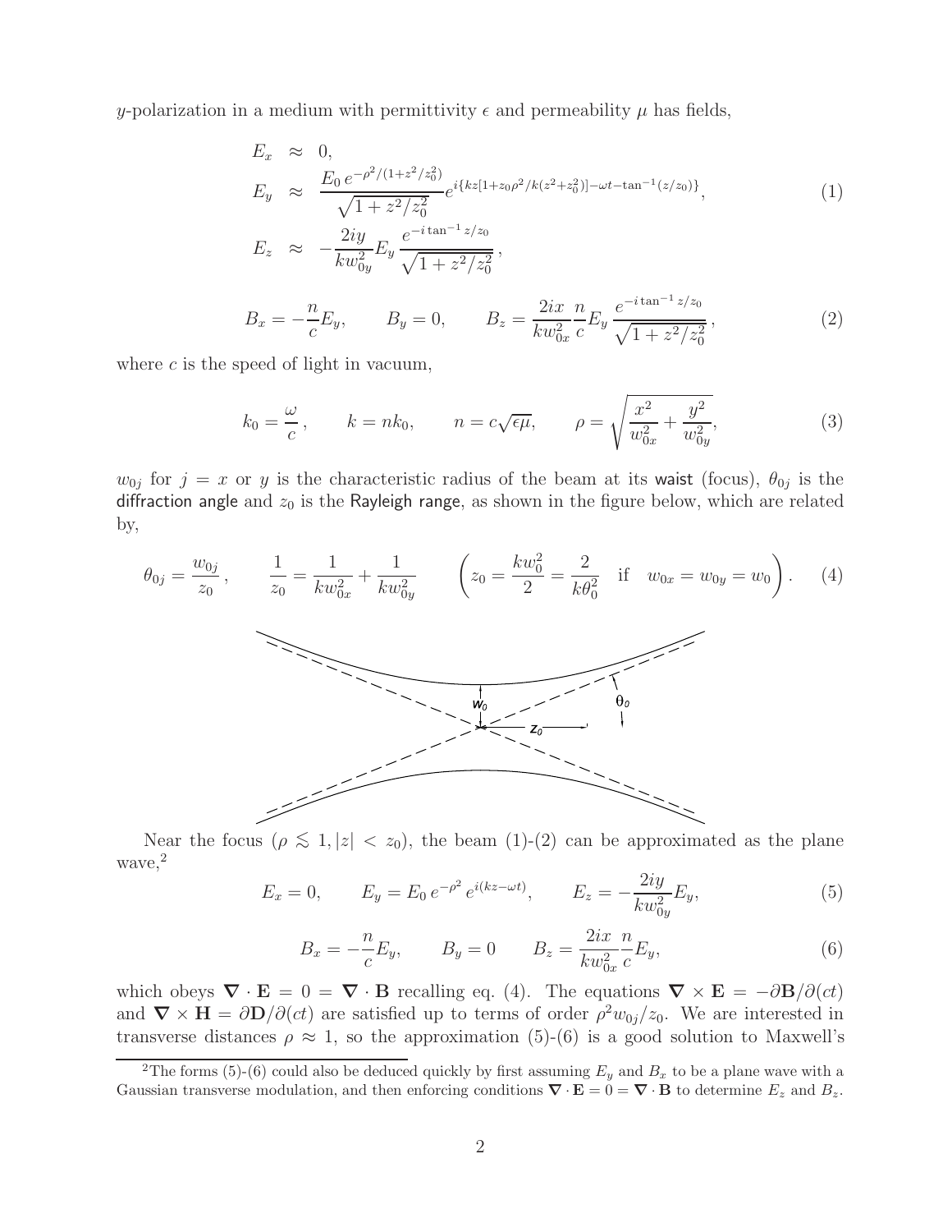$y$-polarization in a medium with permittivity $\epsilon$ and permeability $\mu$ has fields,

$$
\begin{aligned}
E_x &\approx 0, \\
E_y &\approx \frac{E_0\, e^{-\rho^2/(1+z^2/z_0^2)}}{\sqrt{1+z^2/z_0^2}} e^{i\{kz[1+z_0\rho^2/k(z^2+z_0^2)]-\omega t-\tan^{-1}(z/z_0)\}}, \\
E_z &\approx -\frac{2iy}{kw_{0y}^2} E_y \frac{e^{-i\tan^{-1} z/z_0}}{\sqrt{1+z^2/z_0^2}},
\end{aligned}
\tag{1}
$$

$$
B_x = -\frac{n}{c} E_y, \qquad B_y = 0, \qquad B_z = \frac{2ix}{kw_{0x}^2} \frac{n}{c} E_y \frac{e^{-i\tan^{-1} z/z_0}}{\sqrt{1+z^2/z_0^2}},
\tag{2}
$$

where $c$ is the speed of light in vacuum,

$$
k_0 = \frac{\omega}{c}, \qquad k = nk_0, \qquad n = c\sqrt{\epsilon\mu}, \qquad \rho = \sqrt{\frac{x^2}{w_{0x}^2} + \frac{y^2}{w_{0y}^2}},
\tag{3}
$$

$w_{0j}$ for $j = x$ or $y$ is the characteristic radius of the beam at its waist (focus), $\theta_{0j}$ is the diffraction angle and $z_0$ is the Rayleigh range, as shown in the figure below, which are related by,

$$
\theta_{0j} = \frac{w_{0j}}{z_0}, \qquad \frac{1}{z_0} = \frac{1}{kw_{0x}^2} + \frac{1}{kw_{0y}^2} \qquad \left( z_0 = \frac{kw_0^2}{2} = \frac{2}{k\theta_0^2} \quad \text{if} \quad w_{0x} = w_{0y} = w_0 \right).
\tag{4}
$$

Near the focus ($\rho \lesssim 1, |z| < z_0$), the beam (1)-(2) can be approximated as the plane wave,[2]

$$
E_x = 0, \qquad E_y = E_0\, e^{-\rho^2}\, e^{i(kz-\omega t)}, \qquad E_z = -\frac{2iy}{kw_{0y}^2} E_y,
\tag{5}
$$

$$
B_x = -\frac{n}{c} E_y, \qquad B_y = 0 \qquad B_z = \frac{2ix}{kw_{0x}^2} \frac{n}{c} E_y,
\tag{6}
$$

which obeys $\nabla \cdot \mathbf{E} = 0 = \nabla \cdot \mathbf{B}$ recalling eq. (4). The equations $\nabla \times \mathbf{E} = -\partial \mathbf{B}/\partial(ct)$ and $\nabla \times \mathbf{H} = \partial \mathbf{D}/\partial(ct)$ are satisfied up to terms of order $\rho^2 w_{0j}/z_0$. We are interested in transverse distances $\rho \approx 1$, so the approximation (5)-(6) is a good solution to Maxwell's

[2] The forms (5)-(6) could also be deduced quickly by first assuming $E_y$ and $B_x$ to be a plane wave with a Gaussian transverse modulation, and then enforcing conditions $\nabla \cdot \mathbf{E} = 0 = \nabla \cdot \mathbf{B}$ to determine $E_z$ and $B_z$.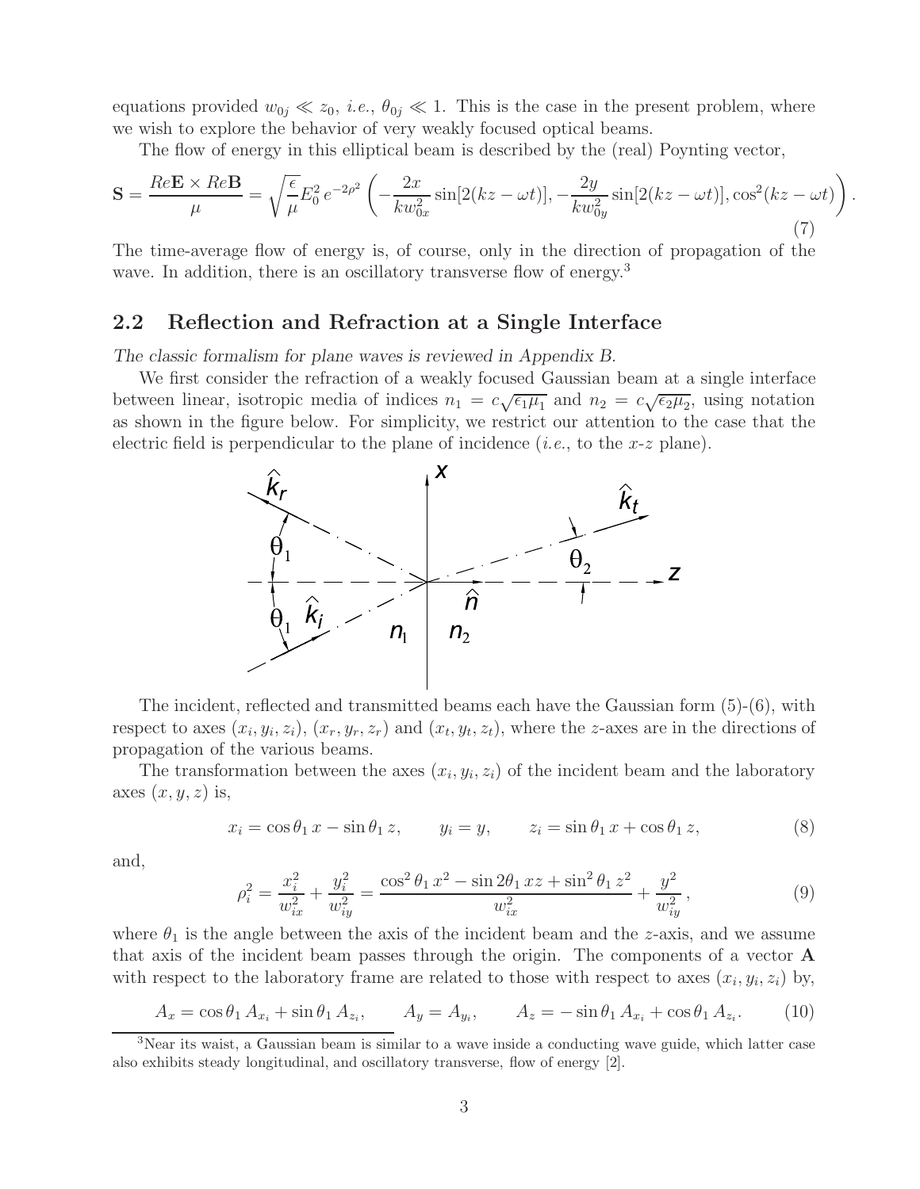equations provided $w_{0j} \ll z_0$, *i.e.*, $\theta_{0j} \ll 1$. This is the case in the present problem, where we wish to explore the behavior of very weakly focused optical beams.

The flow of energy in this elliptical beam is described by the (real) Poynting vector,

$$\mathbf{S} = \frac{Re\mathbf{E} \times Re\mathbf{B}}{\mu} = \sqrt{\frac{\epsilon}{\mu}} E_0^2 \, e^{-2\rho^2} \left( -\frac{2x}{kw_{0x}^2} \sin[2(kz - \omega t)], -\frac{2y}{kw_{0y}^2} \sin[2(kz - \omega t)], \cos^2(kz - \omega t) \right). \tag{7}$$

The time-average flow of energy is, of course, only in the direction of propagation of the wave. In addition, there is an oscillatory transverse flow of energy.[3]

## 2.2 Reflection and Refraction at a Single Interface

*The classic formalism for plane waves is reviewed in Appendix B.*

We first consider the refraction of a weakly focused Gaussian beam at a single interface between linear, isotropic media of indices $n_1 = c\sqrt{\epsilon_1 \mu_1}$ and $n_2 = c\sqrt{\epsilon_2 \mu_2}$, using notation as shown in the figure below. For simplicity, we restrict our attention to the case that the electric field is perpendicular to the plane of incidence (*i.e.*, to the $x$-$z$ plane).

The incident, reflected and transmitted beams each have the Gaussian form (5)-(6), with respect to axes $(x_i, y_i, z_i)$, $(x_r, y_r, z_r)$ and $(x_t, y_t, z_t)$, where the $z$-axes are in the directions of propagation of the various beams.

The transformation between the axes $(x_i, y_i, z_i)$ of the incident beam and the laboratory axes $(x, y, z)$ is,

$$x_i = \cos\theta_1 \, x - \sin\theta_1 \, z, \qquad y_i = y, \qquad z_i = \sin\theta_1 \, x + \cos\theta_1 \, z, \tag{8}$$

and,

$$\rho_i^2 = \frac{x_i^2}{w_{ix}^2} + \frac{y_i^2}{w_{iy}^2} = \frac{\cos^2\theta_1 \, x^2 - \sin 2\theta_1 \, xz + \sin^2\theta_1 \, z^2}{w_{ix}^2} + \frac{y^2}{w_{iy}^2}, \tag{9}$$

where $\theta_1$ is the angle between the axis of the incident beam and the $z$-axis, and we assume that axis of the incident beam passes through the origin. The components of a vector $\mathbf{A}$ with respect to the laboratory frame are related to those with respect to axes $(x_i, y_i, z_i)$ by,

$$A_x = \cos\theta_1 \, A_{x_i} + \sin\theta_1 \, A_{z_i}, \qquad A_y = A_{y_i}, \qquad A_z = -\sin\theta_1 \, A_{x_i} + \cos\theta_1 \, A_{z_i}. \tag{10}$$

[3]Near its waist, a Gaussian beam is similar to a wave inside a conducting wave guide, which latter case also exhibits steady longitudinal, and oscillatory transverse, flow of energy [2].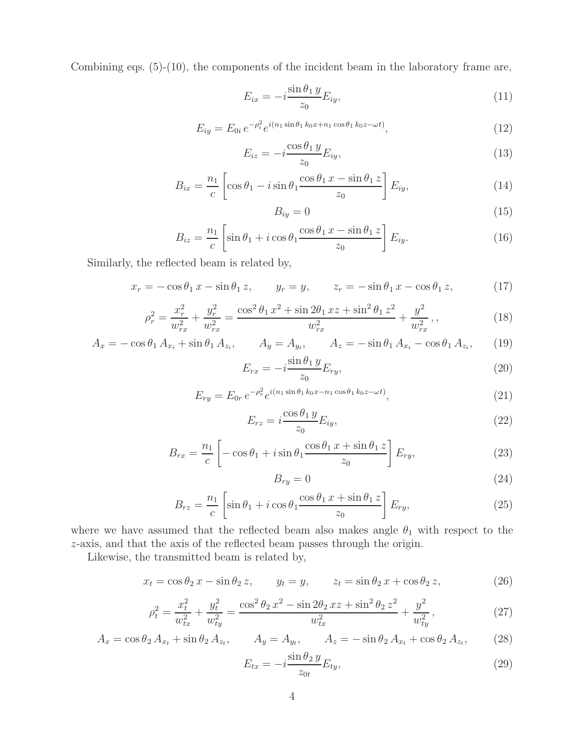Combining eqs. (5)-(10), the components of the incident beam in the laboratory frame are,

$$E_{ix} = -i\frac{\sin\theta_1\, y}{z_0} E_{iy}, \tag{11}$$

$$E_{iy} = E_{0i}\, e^{-\rho_i^2} e^{i(n_1 \sin\theta_1\, k_0 x + n_1 \cos\theta_1\, k_0 z - \omega t)}, \tag{12}$$

$$E_{iz} = -i\frac{\cos\theta_1\, y}{z_0} E_{iy}, \tag{13}$$

$$B_{ix} = \frac{n_1}{c}\left[\cos\theta_1 - i\sin\theta_1 \frac{\cos\theta_1\, x - \sin\theta_1\, z}{z_0}\right] E_{iy}, \tag{14}$$

$$B_{iy} = 0 \tag{15}$$

$$B_{iz} = \frac{n_1}{c}\left[\sin\theta_1 + i\cos\theta_1 \frac{\cos\theta_1\, x - \sin\theta_1\, z}{z_0}\right] E_{iy}. \tag{16}$$

Similarly, the reflected beam is related by,

$$x_r = -\cos\theta_1\, x - \sin\theta_1\, z, \qquad y_r = y, \qquad z_r = -\sin\theta_1\, x - \cos\theta_1\, z, \tag{17}$$

$$\rho_r^2 = \frac{x_r^2}{w_{rx}^2} + \frac{y_r^2}{w_{rx}^2} = \frac{\cos^2\theta_1\, x^2 + \sin 2\theta_1\, xz + \sin^2\theta_1\, z^2}{w_{rx}^2} + \frac{y^2}{w_{rx}^2}\,,, \tag{18}$$

$$A_x = -\cos\theta_1\, A_{x_i} + \sin\theta_1\, A_{z_i}, \qquad A_y = A_{y_i}, \qquad A_z = -\sin\theta_1\, A_{x_i} - \cos\theta_1\, A_{z_i}, \tag{19}$$

$$E_{rx} = -i\frac{\sin\theta_1\, y}{z_0} E_{ry}, \tag{20}$$

$$E_{ry} = E_{0r}\, e^{-\rho_r^2} e^{i(n_1 \sin\theta_1\, k_0 x - n_1 \cos\theta_1\, k_0 z - \omega t)}, \tag{21}$$

$$E_{rz} = i\frac{\cos\theta_1\, y}{z_0} E_{iy}, \tag{22}$$

$$B_{rx} = \frac{n_1}{c}\left[-\cos\theta_1 + i\sin\theta_1 \frac{\cos\theta_1\, x + \sin\theta_1\, z}{z_0}\right] E_{ry}, \tag{23}$$

$$B_{ry} = 0 \tag{24}$$

$$B_{rz} = \frac{n_1}{c}\left[\sin\theta_1 + i\cos\theta_1 \frac{\cos\theta_1\, x + \sin\theta_1\, z}{z_0}\right] E_{ry}, \tag{25}$$

where we have assumed that the reflected beam also makes angle $\theta_1$ with respect to the $z$-axis, and that the axis of the reflected beam passes through the origin.

Likewise, the transmitted beam is related by,

$$x_t = \cos\theta_2\, x - \sin\theta_2\, z, \qquad y_t = y, \qquad z_t = \sin\theta_2\, x + \cos\theta_2\, z, \tag{26}$$

$$\rho_t^2 = \frac{x_t^2}{w_{tx}^2} + \frac{y_t^2}{w_{ty}^2} = \frac{\cos^2\theta_2\, x^2 - \sin 2\theta_2\, xz + \sin^2\theta_2\, z^2}{w_{tx}^2} + \frac{y^2}{w_{ty}^2}\,, \tag{27}$$

$$A_x = \cos\theta_2\, A_{x_t} + \sin\theta_2\, A_{z_t}, \qquad A_y = A_{y_t}, \qquad A_z = -\sin\theta_2\, A_{x_t} + \cos\theta_2\, A_{z_t}, \tag{28}$$

$$E_{tx} = -i\frac{\sin\theta_2\, y}{z_{0t}} E_{ty}, \tag{29}$$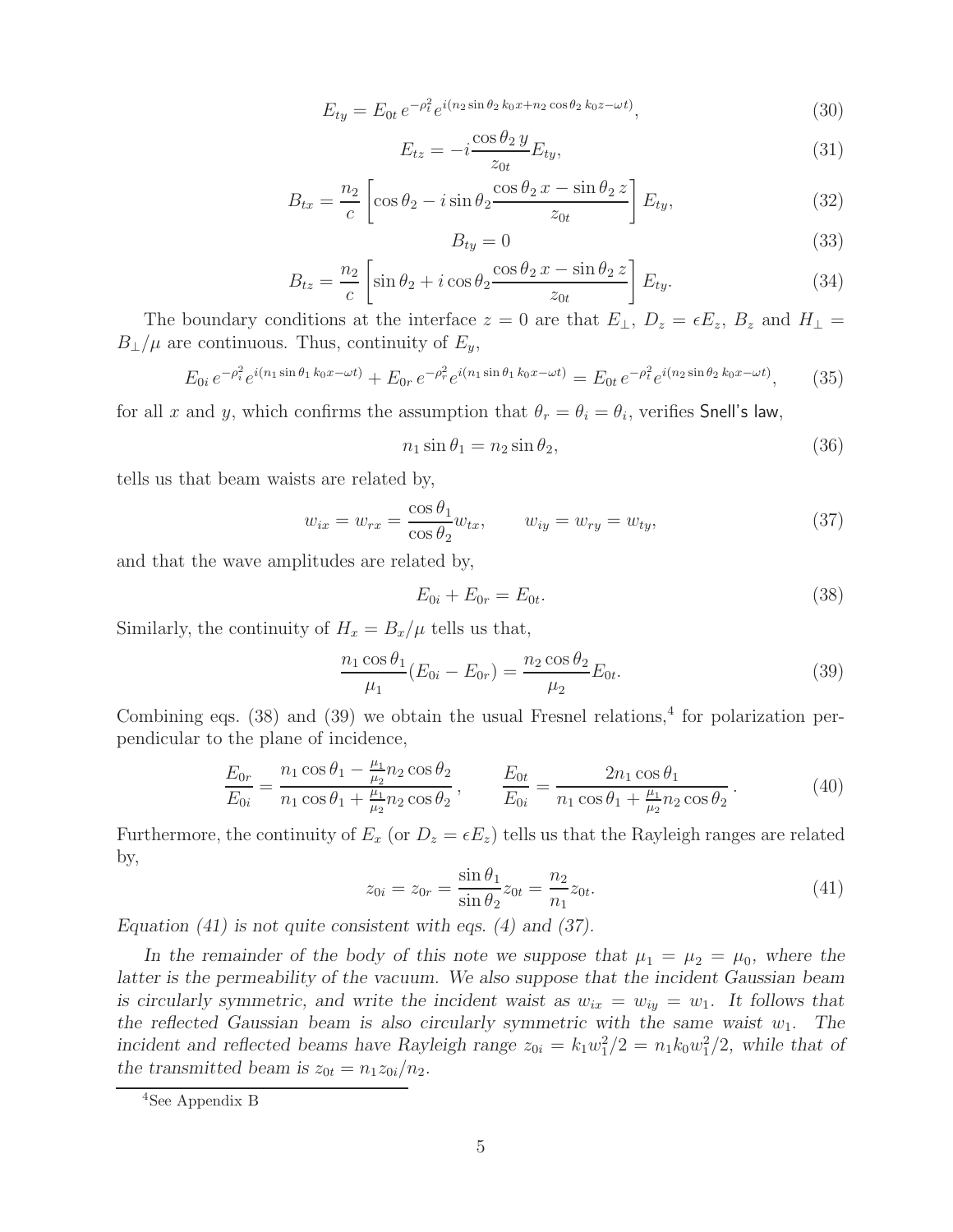$$E_{ty} = E_{0t}\, e^{-\rho_t^2} e^{i(n_2 \sin\theta_2\, k_0 x + n_2 \cos\theta_2\, k_0 z - \omega t)}, \tag{30}$$

$$E_{tz} = -i \frac{\cos\theta_2\, y}{z_{0t}} E_{ty}, \tag{31}$$

$$B_{tx} = \frac{n_2}{c}\left[\cos\theta_2 - i \sin\theta_2 \frac{\cos\theta_2\, x - \sin\theta_2\, z}{z_{0t}}\right] E_{ty}, \tag{32}$$

$$B_{ty} = 0 \tag{33}$$

$$B_{tz} = \frac{n_2}{c}\left[\sin\theta_2 + i \cos\theta_2 \frac{\cos\theta_2\, x - \sin\theta_2\, z}{z_{0t}}\right] E_{ty}. \tag{34}$$

The boundary conditions at the interface $z = 0$ are that $E_\perp$, $D_z = \epsilon E_z$, $B_z$ and $H_\perp = B_\perp/\mu$ are continuous. Thus, continuity of $E_y$,

$$E_{0i}\, e^{-\rho_i^2} e^{i(n_1 \sin\theta_1\, k_0 x - \omega t)} + E_{0r}\, e^{-\rho_r^2} e^{i(n_1 \sin\theta_1\, k_0 x - \omega t)} = E_{0t}\, e^{-\rho_t^2} e^{i(n_2 \sin\theta_2\, k_0 x - \omega t)}, \tag{35}$$

for all $x$ and $y$, which confirms the assumption that $\theta_r = \theta_i = \theta_i$, verifies Snell's law,

$$n_1 \sin\theta_1 = n_2 \sin\theta_2, \tag{36}$$

tells us that beam waists are related by,

$$w_{ix} = w_{rx} = \frac{\cos\theta_1}{\cos\theta_2} w_{tx}, \qquad w_{iy} = w_{ry} = w_{ty}, \tag{37}$$

and that the wave amplitudes are related by,

$$E_{0i} + E_{0r} = E_{0t}. \tag{38}$$

Similarly, the continuity of $H_x = B_x/\mu$ tells us that,

$$\frac{n_1 \cos\theta_1}{\mu_1}(E_{0i} - E_{0r}) = \frac{n_2 \cos\theta_2}{\mu_2} E_{0t}. \tag{39}$$

Combining eqs. (38) and (39) we obtain the usual Fresnel relations,[4] for polarization perpendicular to the plane of incidence,

$$\frac{E_{0r}}{E_{0i}} = \frac{n_1 \cos\theta_1 - \frac{\mu_1}{\mu_2} n_2 \cos\theta_2}{n_1 \cos\theta_1 + \frac{\mu_1}{\mu_2} n_2 \cos\theta_2}, \qquad \frac{E_{0t}}{E_{0i}} = \frac{2 n_1 \cos\theta_1}{n_1 \cos\theta_1 + \frac{\mu_1}{\mu_2} n_2 \cos\theta_2}. \tag{40}$$

Furthermore, the continuity of $E_x$ (or $D_z = \epsilon E_z$) tells us that the Rayleigh ranges are related by,

$$z_{0i} = z_{0r} = \frac{\sin\theta_1}{\sin\theta_2} z_{0t} = \frac{n_2}{n_1} z_{0t}. \tag{41}$$

*Equation (41) is not quite consistent with eqs. (4) and (37).*

*In the remainder of the body of this note we suppose that $\mu_1 = \mu_2 = \mu_0$, where the latter is the permeability of the vacuum. We also suppose that the incident Gaussian beam is circularly symmetric, and write the incident waist as $w_{ix} = w_{iy} = w_1$. It follows that the reflected Gaussian beam is also circularly symmetric with the same waist $w_1$. The incident and reflected beams have Rayleigh range $z_{0i} = k_1 w_1^2/2 = n_1 k_0 w_1^2/2$, while that of the transmitted beam is $z_{0t} = n_1 z_{0i}/n_2$.*

[4] See Appendix B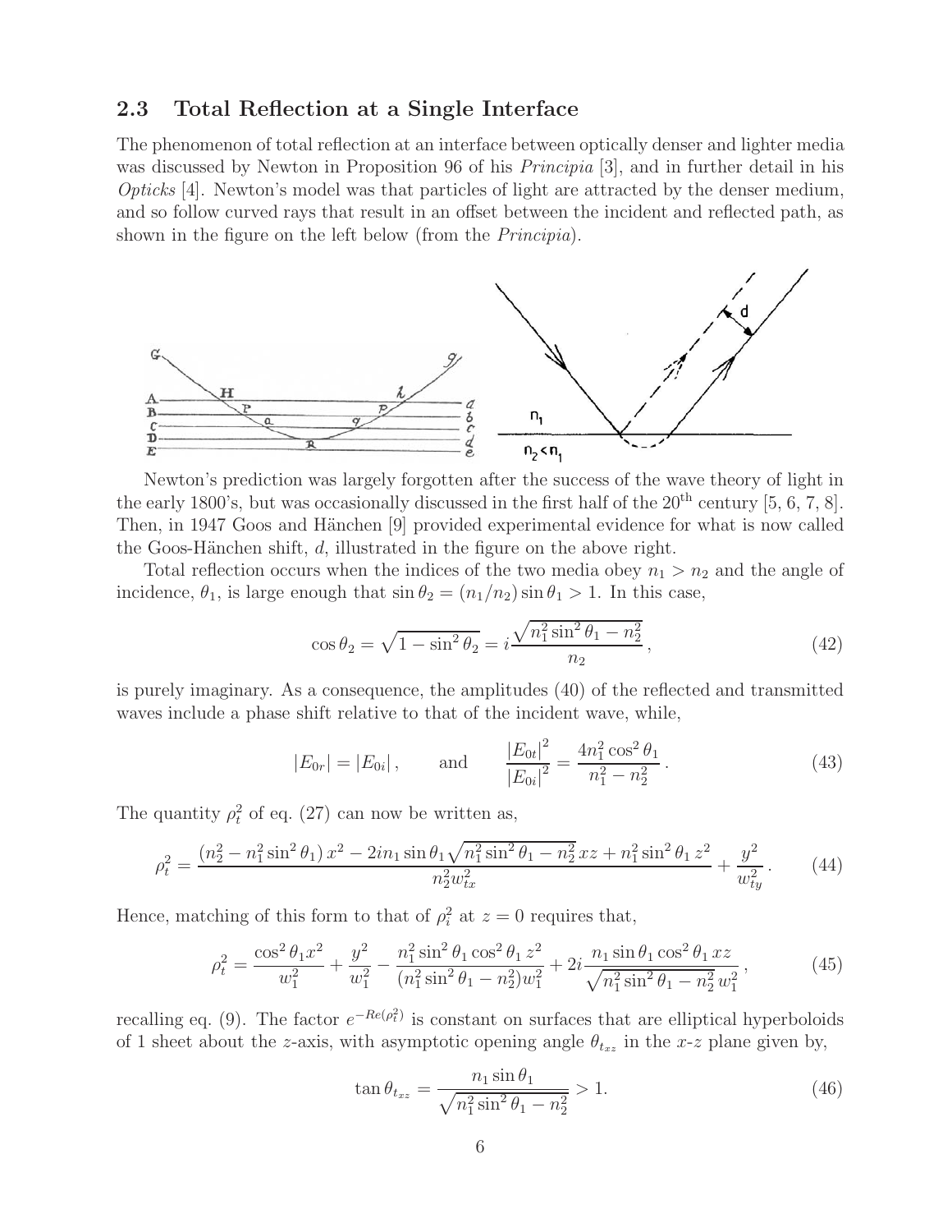## 2.3 Total Reflection at a Single Interface

The phenomenon of total reflection at an interface between optically denser and lighter media was discussed by Newton in Proposition 96 of his *Principia* [3], and in further detail in his *Opticks* [4]. Newton's model was that particles of light are attracted by the denser medium, and so follow curved rays that result in an offset between the incident and reflected path, as shown in the figure on the left below (from the *Principia*).

Newton's prediction was largely forgotten after the success of the wave theory of light in the early 1800's, but was occasionally discussed in the first half of the 20th century [5, 6, 7, 8]. Then, in 1947 Goos and Hänchen [9] provided experimental evidence for what is now called the Goos-Hänchen shift, $d$, illustrated in the figure on the above right.

Total reflection occurs when the indices of the two media obey $n_1 > n_2$ and the angle of incidence, $\theta_1$, is large enough that $\sin\theta_2 = (n_1/n_2)\sin\theta_1 > 1$. In this case,

$$\cos\theta_2 = \sqrt{1 - \sin^2\theta_2} = i\frac{\sqrt{n_1^2\sin^2\theta_1 - n_2^2}}{n_2}, \tag{42}$$

is purely imaginary. As a consequence, the amplitudes (40) of the reflected and transmitted waves include a phase shift relative to that of the incident wave, while,

$$|E_{0r}| = |E_{0i}|, \qquad \text{and} \qquad \frac{|E_{0t}|^2}{|E_{0i}|^2} = \frac{4n_1^2\cos^2\theta_1}{n_1^2 - n_2^2}. \tag{43}$$

The quantity $\rho_t^2$ of eq. (27) can now be written as,

$$\rho_t^2 = \frac{(n_2^2 - n_1^2\sin^2\theta_1)\,x^2 - 2in_1\sin\theta_1\sqrt{n_1^2\sin^2\theta_1 - n_2^2}\,xz + n_1^2\sin^2\theta_1\,z^2}{n_2^2 w_{tx}^2} + \frac{y^2}{w_{ty}^2}. \tag{44}$$

Hence, matching of this form to that of $\rho_i^2$ at $z = 0$ requires that,

$$\rho_t^2 = \frac{\cos^2\theta_1 x^2}{w_1^2} + \frac{y^2}{w_1^2} - \frac{n_1^2\sin^2\theta_1\cos^2\theta_1\,z^2}{(n_1^2\sin^2\theta_1 - n_2^2)w_1^2} + 2i\frac{n_1\sin\theta_1\cos^2\theta_1\,xz}{\sqrt{n_1^2\sin^2\theta_1 - n_2^2}\,w_1^2}, \tag{45}$$

recalling eq. (9). The factor $e^{-Re(\rho_t^2)}$ is constant on surfaces that are elliptical hyperboloids of 1 sheet about the $z$-axis, with asymptotic opening angle $\theta_{t_{xz}}$ in the $x$-$z$ plane given by,

$$\tan\theta_{t_{xz}} = \frac{n_1\sin\theta_1}{\sqrt{n_1^2\sin^2\theta_1 - n_2^2}} > 1. \tag{46}$$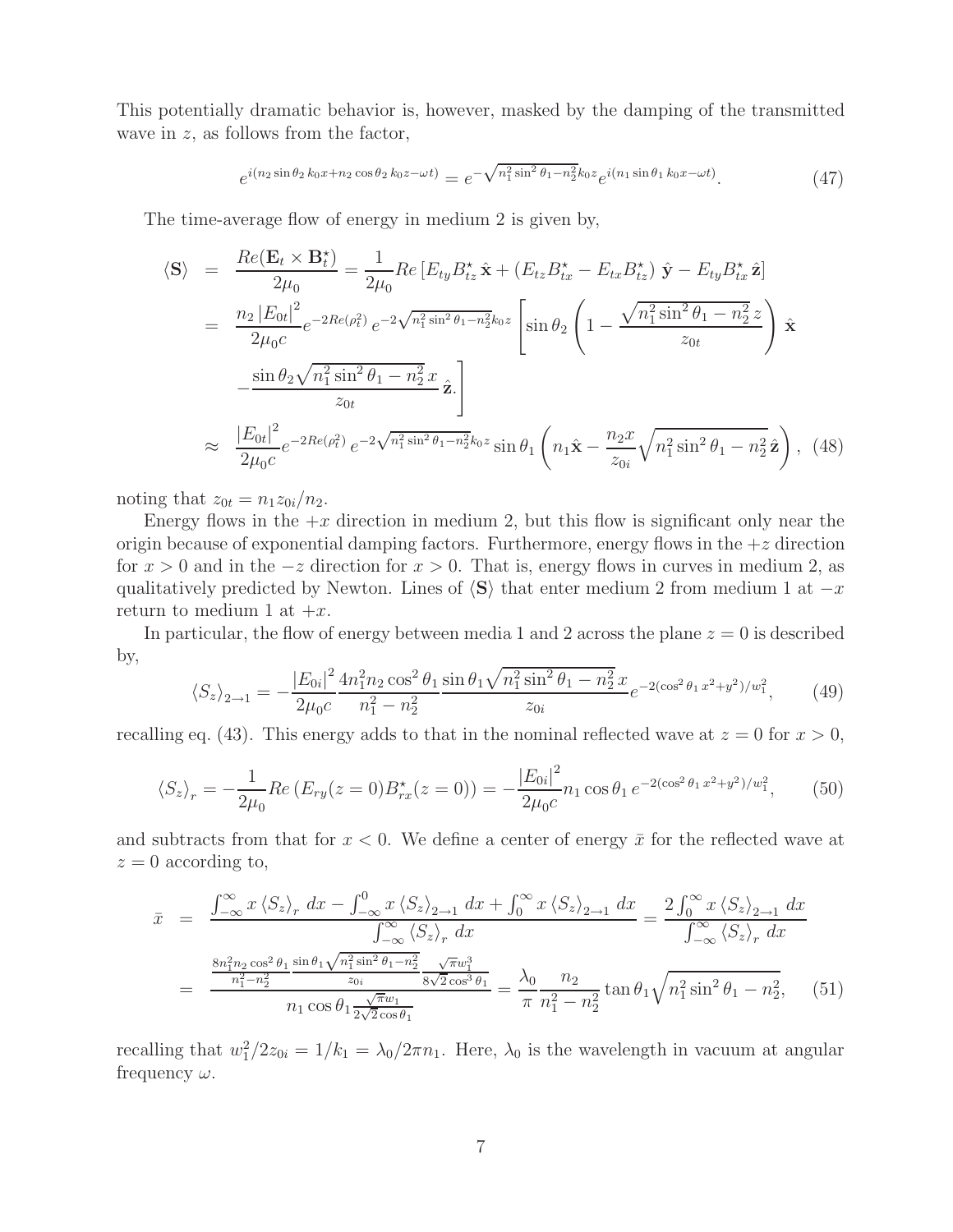This potentially dramatic behavior is, however, masked by the damping of the transmitted wave in $z$, as follows from the factor,

$$e^{i(n_2 \sin\theta_2\, k_0 x + n_2 \cos\theta_2\, k_0 z - \omega t)} = e^{-\sqrt{n_1^2 \sin^2\theta_1 - n_2^2} k_0 z} e^{i(n_1 \sin\theta_1\, k_0 x - \omega t)}. \tag{47}$$

The time-average flow of energy in medium 2 is given by,

$$\begin{aligned}
\langle \mathbf{S} \rangle &= \frac{Re(\mathbf{E}_t \times \mathbf{B}_t^\star)}{2\mu_0} = \frac{1}{2\mu_0} Re\left[ E_{ty} B_{tz}^\star\, \hat{\mathbf{x}} + (E_{tz} B_{tx}^\star - E_{tx} B_{tz}^\star)\, \hat{\mathbf{y}} - E_{ty} B_{tx}^\star\, \hat{\mathbf{z}} \right] \\
&= \frac{n_2 \left| E_{0t} \right|^2}{2\mu_0 c} e^{-2Re(\rho_t^2)}\, e^{-2\sqrt{n_1^2 \sin^2\theta_1 - n_2^2} k_0 z} \left[ \sin\theta_2 \left( 1 - \frac{\sqrt{n_1^2 \sin^2\theta_1 - n_2^2}\, z}{z_{0t}} \right) \hat{\mathbf{x}} \right. \\
&\quad \left. - \frac{\sin\theta_2 \sqrt{n_1^2 \sin^2\theta_1 - n_2^2}\, x}{z_{0t}}\, \hat{\mathbf{z}}. \right] \\
&\approx \frac{\left| E_{0t} \right|^2}{2\mu_0 c} e^{-2Re(\rho_t^2)}\, e^{-2\sqrt{n_1^2 \sin^2\theta_1 - n_2^2} k_0 z} \sin\theta_1 \left( n_1 \hat{\mathbf{x}} - \frac{n_2 x}{z_{0i}} \sqrt{n_1^2 \sin^2\theta_1 - n_2^2}\, \hat{\mathbf{z}} \right),
\end{aligned} \tag{48}$$

noting that $z_{0t} = n_1 z_{0i}/n_2$.

Energy flows in the $+x$ direction in medium 2, but this flow is significant only near the origin because of exponential damping factors. Furthermore, energy flows in the $+z$ direction for $x > 0$ and in the $-z$ direction for $x > 0$. That is, energy flows in curves in medium 2, as qualitatively predicted by Newton. Lines of $\langle \mathbf{S} \rangle$ that enter medium 2 from medium 1 at $-x$ return to medium 1 at $+x$.

In particular, the flow of energy between media 1 and 2 across the plane $z = 0$ is described by,

$$\langle S_z \rangle_{2\to 1} = -\frac{\left| E_{0i} \right|^2}{2\mu_0 c} \frac{4 n_1^2 n_2 \cos^2\theta_1}{n_1^2 - n_2^2} \frac{\sin\theta_1 \sqrt{n_1^2 \sin^2\theta_1 - n_2^2}\, x}{z_{0i}} e^{-2(\cos^2\theta_1\, x^2 + y^2)/w_1^2}, \tag{49}$$

recalling eq. (43). This energy adds to that in the nominal reflected wave at $z = 0$ for $x > 0$,

$$\langle S_z \rangle_r = -\frac{1}{2\mu_0} Re\left( E_{ry}(z=0) B_{rx}^\star(z=0) \right) = -\frac{\left| E_{0i} \right|^2}{2\mu_0 c} n_1 \cos\theta_1\, e^{-2(\cos^2\theta_1\, x^2 + y^2)/w_1^2}, \tag{50}$$

and subtracts from that for $x < 0$. We define a center of energy $\bar{x}$ for the reflected wave at $z = 0$ according to,

$$\begin{aligned}
\bar{x} &= \frac{\int_{-\infty}^{\infty} x \langle S_z \rangle_r\, dx - \int_{-\infty}^{0} x \langle S_z \rangle_{2\to 1}\, dx + \int_0^{\infty} x \langle S_z \rangle_{2\to 1}\, dx}{\int_{-\infty}^{\infty} \langle S_z \rangle_r\, dx} = \frac{2\int_0^{\infty} x \langle S_z \rangle_{2\to 1}\, dx}{\int_{-\infty}^{\infty} \langle S_z \rangle_r\, dx} \\
&= \frac{\frac{8 n_1^2 n_2 \cos^2\theta_1}{n_1^2 - n_2^2} \frac{\sin\theta_1 \sqrt{n_1^2 \sin^2\theta_1 - n_2^2}}{z_{0i}} \frac{\sqrt{\pi} w_1^3}{8\sqrt{2}\cos^3\theta_1}}{n_1 \cos\theta_1 \frac{\sqrt{\pi} w_1}{2\sqrt{2}\cos\theta_1}} = \frac{\lambda_0}{\pi} \frac{n_2}{n_1^2 - n_2^2} \tan\theta_1 \sqrt{n_1^2 \sin^2\theta_1 - n_2^2},
\end{aligned} \tag{51}$$

recalling that $w_1^2/2z_{0i} = 1/k_1 = \lambda_0/2\pi n_1$. Here, $\lambda_0$ is the wavelength in vacuum at angular frequency $\omega$.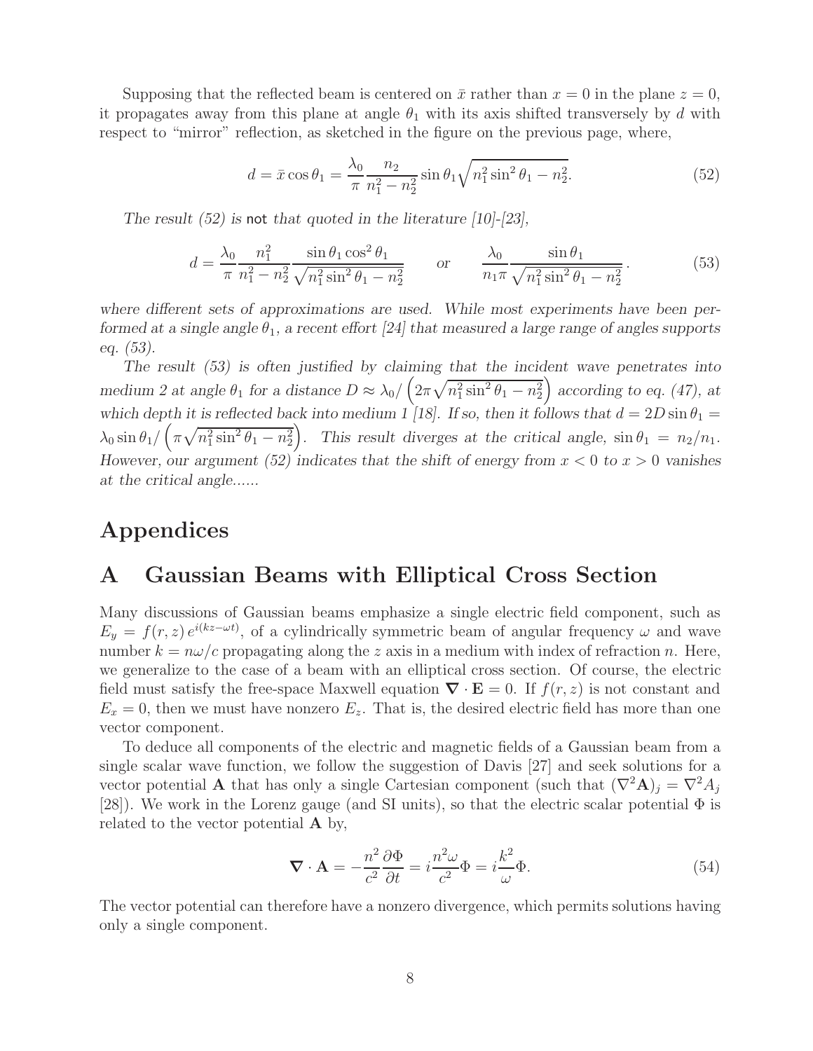Supposing that the reflected beam is centered on $\bar{x}$ rather than $x = 0$ in the plane $z = 0$, it propagates away from this plane at angle $\theta_1$ with its axis shifted transversely by $d$ with respect to "mirror" reflection, as sketched in the figure on the previous page, where,

$$d = \bar{x}\cos\theta_1 = \frac{\lambda_0}{\pi}\frac{n_2}{n_1^2 - n_2^2}\sin\theta_1\sqrt{n_1^2\sin^2\theta_1 - n_2^2}. \tag{52}$$

*The result (52) is* not *that quoted in the literature [10]-[23],*

$$d = \frac{\lambda_0}{\pi}\frac{n_1^2}{n_1^2 - n_2^2}\frac{\sin\theta_1\cos^2\theta_1}{\sqrt{n_1^2\sin^2\theta_1 - n_2^2}} \qquad or \qquad \frac{\lambda_0}{n_1\pi}\frac{\sin\theta_1}{\sqrt{n_1^2\sin^2\theta_1 - n_2^2}}. \tag{53}$$

*where different sets of approximations are used. While most experiments have been performed at a single angle $\theta_1$, a recent effort [24] that measured a large range of angles supports eq. (53).*

*The result (53) is often justified by claiming that the incident wave penetrates into medium 2 at angle $\theta_1$ for a distance $D \approx \lambda_0/\left(2\pi\sqrt{n_1^2\sin^2\theta_1 - n_2^2}\right)$ according to eq. (47), at which depth it is reflected back into medium 1 [18]. If so, then it follows that $d = 2D\sin\theta_1 = \lambda_0\sin\theta_1/\left(\pi\sqrt{n_1^2\sin^2\theta_1 - n_2^2}\right)$. This result diverges at the critical angle, $\sin\theta_1 = n_2/n_1$. However, our argument (52) indicates that the shift of energy from $x < 0$ to $x > 0$ vanishes at the critical angle......*

# Appendices

## A Gaussian Beams with Elliptical Cross Section

Many discussions of Gaussian beams emphasize a single electric field component, such as $E_y = f(r,z)\,e^{i(kz-\omega t)}$, of a cylindrically symmetric beam of angular frequency $\omega$ and wave number $k = n\omega/c$ propagating along the $z$ axis in a medium with index of refraction $n$. Here, we generalize to the case of a beam with an elliptical cross section. Of course, the electric field must satisfy the free-space Maxwell equation $\boldsymbol{\nabla}\cdot\mathbf{E} = 0$. If $f(r,z)$ is not constant and $E_x = 0$, then we must have nonzero $E_z$. That is, the desired electric field has more than one vector component.

To deduce all components of the electric and magnetic fields of a Gaussian beam from a single scalar wave function, we follow the suggestion of Davis [27] and seek solutions for a vector potential $\mathbf{A}$ that has only a single Cartesian component (such that $(\nabla^2\mathbf{A})_j = \nabla^2 A_j$ [28]). We work in the Lorenz gauge (and SI units), so that the electric scalar potential $\Phi$ is related to the vector potential $\mathbf{A}$ by,

$$\boldsymbol{\nabla}\cdot\mathbf{A} = -\frac{n^2}{c^2}\frac{\partial\Phi}{\partial t} = i\frac{n^2\omega}{c^2}\Phi = i\frac{k^2}{\omega}\Phi. \tag{54}$$

The vector potential can therefore have a nonzero divergence, which permits solutions having only a single component.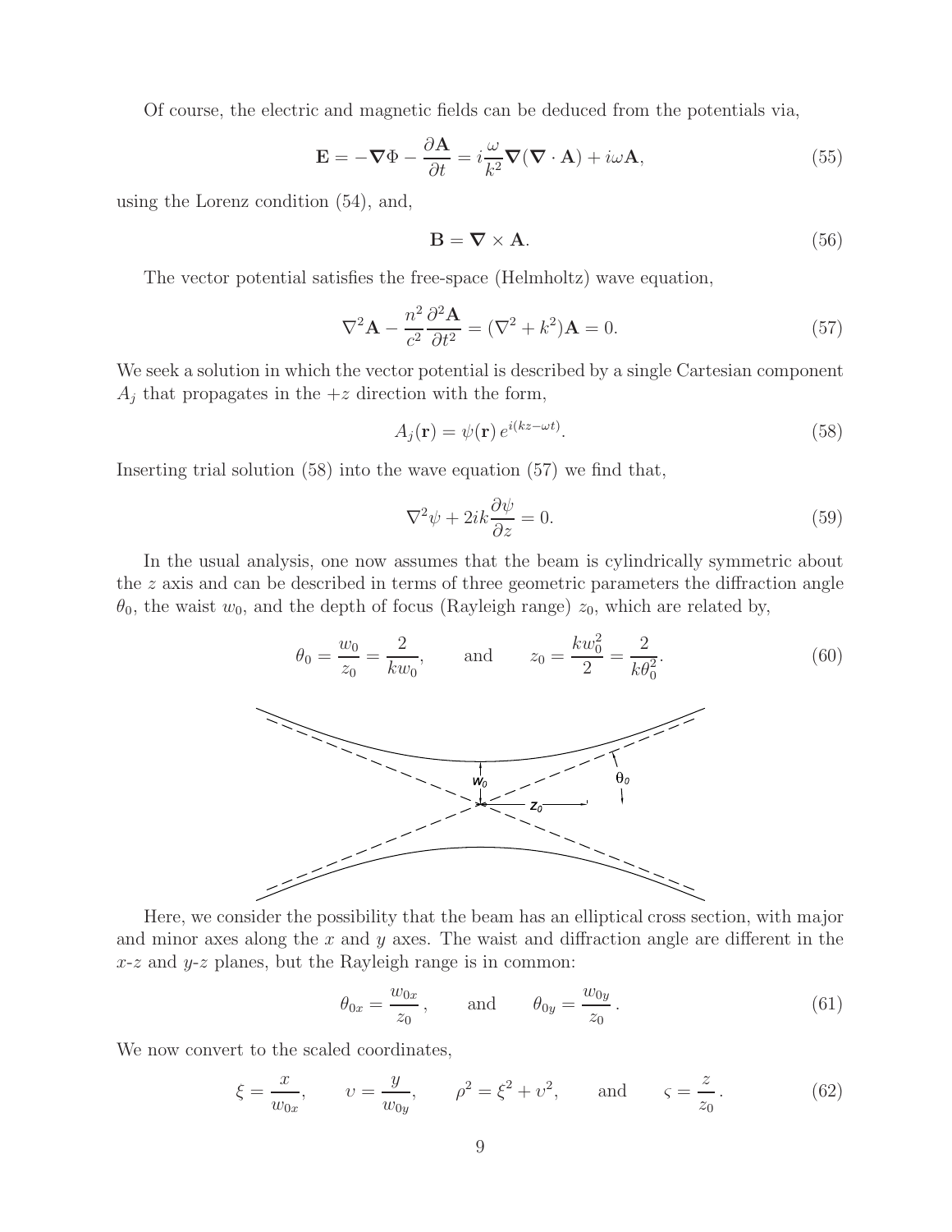Of course, the electric and magnetic fields can be deduced from the potentials via,

$$\mathbf{E} = -\boldsymbol{\nabla}\Phi - \frac{\partial \mathbf{A}}{\partial t} = i\frac{\omega}{k^2}\boldsymbol{\nabla}(\boldsymbol{\nabla}\cdot\mathbf{A}) + i\omega\mathbf{A}, \tag{55}$$

using the Lorenz condition (54), and,

$$\mathbf{B} = \boldsymbol{\nabla}\times\mathbf{A}. \tag{56}$$

The vector potential satisfies the free-space (Helmholtz) wave equation,

$$\nabla^2\mathbf{A} - \frac{n^2}{c^2}\frac{\partial^2\mathbf{A}}{\partial t^2} = (\nabla^2 + k^2)\mathbf{A} = 0. \tag{57}$$

We seek a solution in which the vector potential is described by a single Cartesian component $A_j$ that propagates in the $+z$ direction with the form,

$$A_j(\mathbf{r}) = \psi(\mathbf{r})\, e^{i(kz-\omega t)}. \tag{58}$$

Inserting trial solution (58) into the wave equation (57) we find that,

$$\nabla^2\psi + 2ik\frac{\partial\psi}{\partial z} = 0. \tag{59}$$

In the usual analysis, one now assumes that the beam is cylindrically symmetric about the $z$ axis and can be described in terms of three geometric parameters the diffraction angle $\theta_0$, the waist $w_0$, and the depth of focus (Rayleigh range) $z_0$, which are related by,

$$\theta_0 = \frac{w_0}{z_0} = \frac{2}{kw_0}, \qquad \text{and} \qquad z_0 = \frac{kw_0^2}{2} = \frac{2}{k\theta_0^2}. \tag{60}$$

Here, we consider the possibility that the beam has an elliptical cross section, with major and minor axes along the $x$ and $y$ axes. The waist and diffraction angle are different in the $x$-$z$ and $y$-$z$ planes, but the Rayleigh range is in common:

$$\theta_{0x} = \frac{w_{0x}}{z_0}, \qquad \text{and} \qquad \theta_{0y} = \frac{w_{0y}}{z_0}. \tag{61}$$

We now convert to the scaled coordinates,

$$\xi = \frac{x}{w_{0x}}, \qquad \upsilon = \frac{y}{w_{0y}}, \qquad \rho^2 = \xi^2 + \upsilon^2, \qquad \text{and} \qquad \varsigma = \frac{z}{z_0}. \tag{62}$$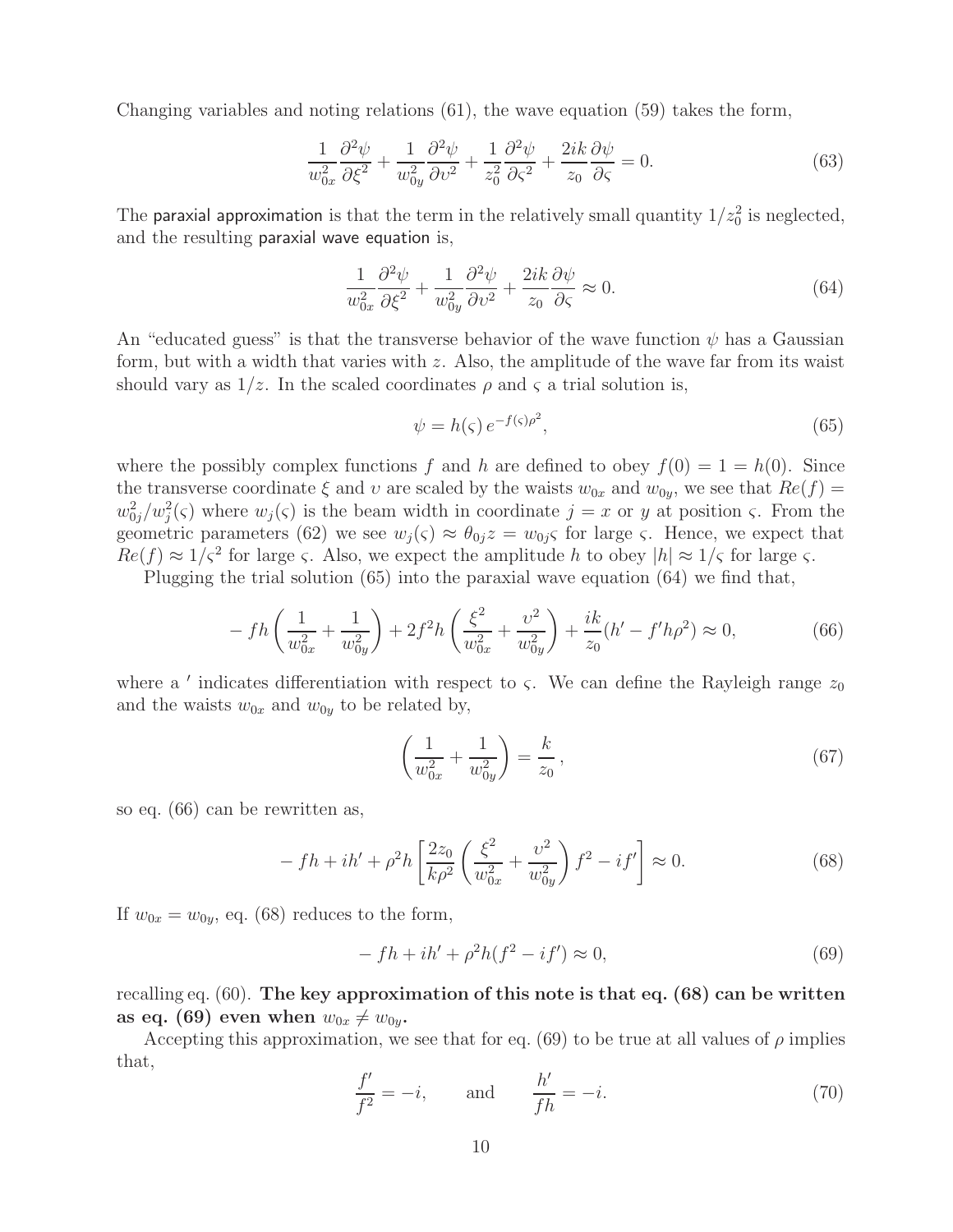Changing variables and noting relations (61), the wave equation (59) takes the form,

$$\frac{1}{w_{0x}^2}\frac{\partial^2\psi}{\partial\xi^2} + \frac{1}{w_{0y}^2}\frac{\partial^2\psi}{\partial\upsilon^2} + \frac{1}{z_0^2}\frac{\partial^2\psi}{\partial\varsigma^2} + \frac{2ik}{z_0}\frac{\partial\psi}{\partial\varsigma} = 0. \tag{63}$$

The paraxial approximation is that the term in the relatively small quantity $1/z_0^2$ is neglected, and the resulting paraxial wave equation is,

$$\frac{1}{w_{0x}^2}\frac{\partial^2\psi}{\partial\xi^2} + \frac{1}{w_{0y}^2}\frac{\partial^2\psi}{\partial\upsilon^2} + \frac{2ik}{z_0}\frac{\partial\psi}{\partial\varsigma} \approx 0. \tag{64}$$

An "educated guess" is that the transverse behavior of the wave function $\psi$ has a Gaussian form, but with a width that varies with $z$. Also, the amplitude of the wave far from its waist should vary as $1/z$. In the scaled coordinates $\rho$ and $\varsigma$ a trial solution is,

$$\psi = h(\varsigma)\, e^{-f(\varsigma)\rho^2}, \tag{65}$$

where the possibly complex functions $f$ and $h$ are defined to obey $f(0) = 1 = h(0)$. Since the transverse coordinate $\xi$ and $\upsilon$ are scaled by the waists $w_{0x}$ and $w_{0y}$, we see that $Re(f) = w_{0j}^2/w_j^2(\varsigma)$ where $w_j(\varsigma)$ is the beam width in coordinate $j = x$ or $y$ at position $\varsigma$. From the geometric parameters (62) we see $w_j(\varsigma) \approx \theta_{0j}z = w_{0j}\varsigma$ for large $\varsigma$. Hence, we expect that $Re(f) \approx 1/\varsigma^2$ for large $\varsigma$. Also, we expect the amplitude $h$ to obey $|h| \approx 1/\varsigma$ for large $\varsigma$.

Plugging the trial solution (65) into the paraxial wave equation (64) we find that,

$$-fh\left(\frac{1}{w_{0x}^2} + \frac{1}{w_{0y}^2}\right) + 2f^2h\left(\frac{\xi^2}{w_{0x}^2} + \frac{\upsilon^2}{w_{0y}^2}\right) + \frac{ik}{z_0}(h' - f'h\rho^2) \approx 0, \tag{66}$$

where a $'$ indicates differentiation with respect to $\varsigma$. We can define the Rayleigh range $z_0$ and the waists $w_{0x}$ and $w_{0y}$ to be related by,

$$\left(\frac{1}{w_{0x}^2} + \frac{1}{w_{0y}^2}\right) = \frac{k}{z_0}\,, \tag{67}$$

so eq. (66) can be rewritten as,

$$-fh + ih' + \rho^2 h\left[\frac{2z_0}{k\rho^2}\left(\frac{\xi^2}{w_{0x}^2} + \frac{\upsilon^2}{w_{0y}^2}\right)f^2 - if'\right] \approx 0. \tag{68}$$

If $w_{0x} = w_{0y}$, eq. (68) reduces to the form,

$$-fh + ih' + \rho^2 h(f^2 - if') \approx 0, \tag{69}$$

recalling eq. (60). **The key approximation of this note is that eq. (68) can be written as eq. (69) even when $w_{0x} \neq w_{0y}$.**

Accepting this approximation, we see that for eq. (69) to be true at all values of $\rho$ implies that,

$$\frac{f'}{f^2} = -i, \qquad \text{and} \qquad \frac{h'}{fh} = -i. \tag{70}$$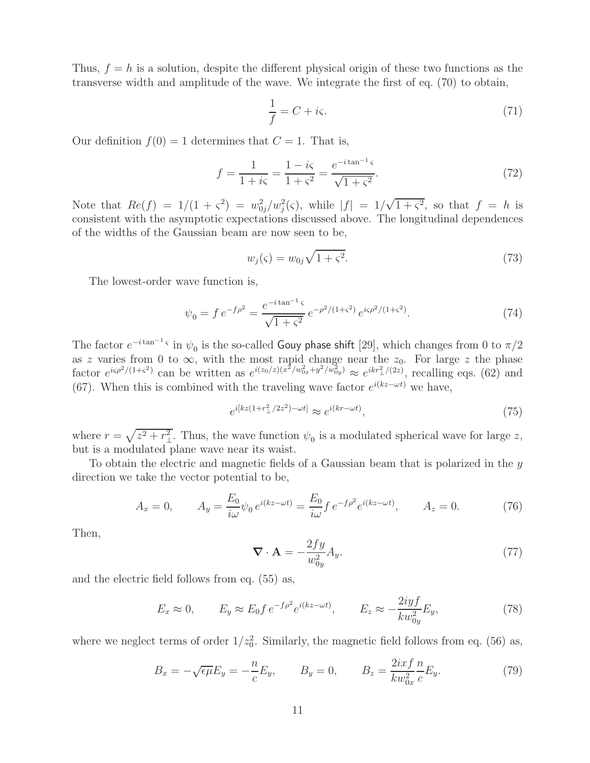Thus, $f = h$ is a solution, despite the different physical origin of these two functions as the transverse width and amplitude of the wave. We integrate the first of eq. (70) to obtain,

$$\frac{1}{f} = C + i\varsigma. \tag{71}$$

Our definition $f(0) = 1$ determines that $C = 1$. That is,

$$f = \frac{1}{1 + i\varsigma} = \frac{1 - i\varsigma}{1 + \varsigma^2} = \frac{e^{-i\tan^{-1}\varsigma}}{\sqrt{1+\varsigma^2}}. \tag{72}$$

Note that $Re(f) = 1/(1 + \varsigma^2) = w_{0j}^2/w_j^2(\varsigma)$, while $|f| = 1/\sqrt{1+\varsigma^2}$, so that $f = h$ is consistent with the asymptotic expectations discussed above. The longitudinal dependences of the widths of the Gaussian beam are now seen to be,

$$w_j(\varsigma) = w_{0j}\sqrt{1+\varsigma^2}. \tag{73}$$

The lowest-order wave function is,

$$\psi_0 = f\, e^{-f\rho^2} = \frac{e^{-i\tan^{-1}\varsigma}}{\sqrt{1+\varsigma^2}}\, e^{-\rho^2/(1+\varsigma^2)}\, e^{i\varsigma\rho^2/(1+\varsigma^2)}. \tag{74}$$

The factor $e^{-i\tan^{-1}\varsigma}$ in $\psi_0$ is the so-called Gouy phase shift [29], which changes from 0 to $\pi/2$ as $z$ varies from 0 to $\infty$, with the most rapid change near the $z_0$. For large $z$ the phase factor $e^{i\varsigma\rho^2/(1+\varsigma^2)}$ can be written as $e^{i(z_0/z)(x^2/w_{0x}^2+y^2/w_{0y}^2)} \approx e^{ikr_\perp^2/(2z)}$, recalling eqs. (62) and (67). When this is combined with the traveling wave factor $e^{i(kz-\omega t)}$ we have,

$$e^{i[kz(1+r_\perp^2/2z^2)-\omega t]} \approx e^{i(kr-\omega t)}, \tag{75}$$

where $r = \sqrt{z^2 + r_\perp^2}$. Thus, the wave function $\psi_0$ is a modulated spherical wave for large $z$, but is a modulated plane wave near its waist.

To obtain the electric and magnetic fields of a Gaussian beam that is polarized in the $y$ direction we take the vector potential to be,

$$A_x = 0, \qquad A_y = \frac{E_0}{i\omega}\psi_0\, e^{i(kz-\omega t)} = \frac{E_0}{i\omega} f\, e^{-f\rho^2} e^{i(kz-\omega t)}, \qquad A_z = 0. \tag{76}$$

Then,

$$\boldsymbol{\nabla}\cdot\mathbf{A} = -\frac{2fy}{w_{0y}^2}A_y. \tag{77}$$

and the electric field follows from eq. (55) as,

$$E_x \approx 0, \qquad E_y \approx E_0 f\, e^{-f\rho^2} e^{i(kz-\omega t)}, \qquad E_z \approx -\frac{2iyf}{kw_{0y}^2}E_y, \tag{78}$$

where we neglect terms of order $1/z_0^2$. Similarly, the magnetic field follows from eq. (56) as,

$$B_x = -\sqrt{\epsilon\mu}E_y = -\frac{n}{c}E_y, \qquad B_y = 0, \qquad B_z = \frac{2ixf}{kw_{0x}^2}\frac{n}{c}E_y. \tag{79}$$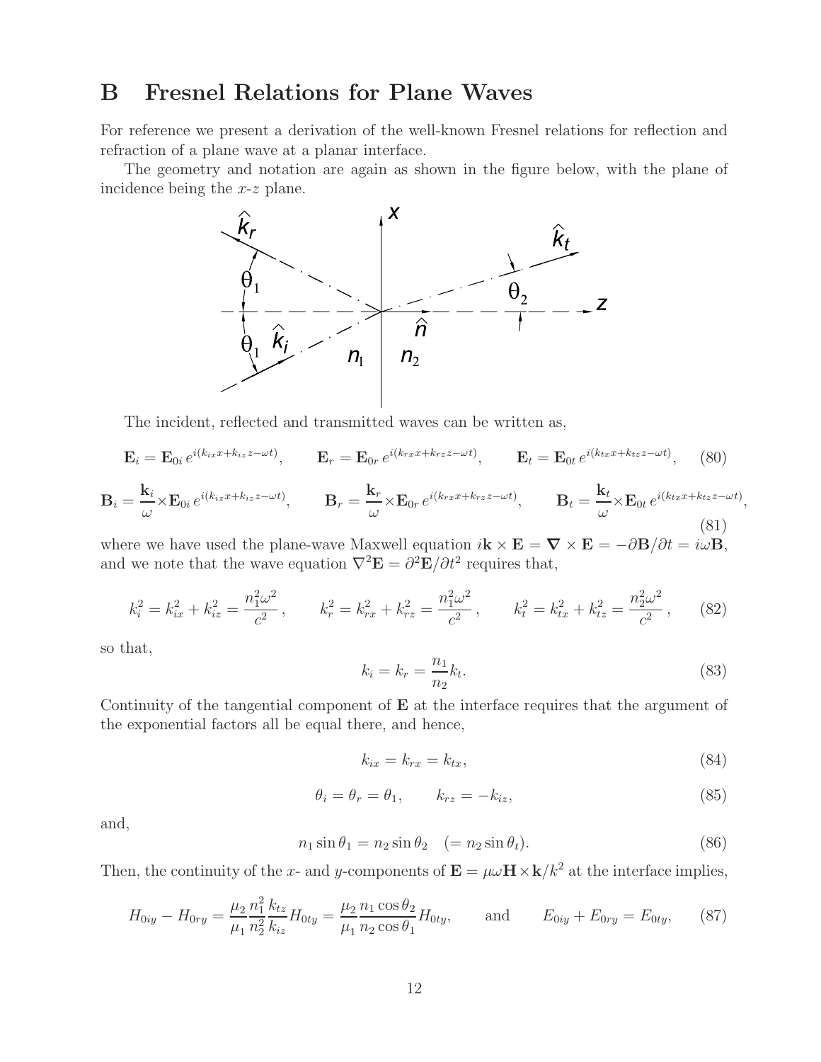# B Fresnel Relations for Plane Waves

For reference we present a derivation of the well-known Fresnel relations for reflection and refraction of a plane wave at a planar interface.

The geometry and notation are again as shown in the figure below, with the plane of incidence being the $x$-$z$ plane.

The incident, reflected and transmitted waves can be written as,

$$\mathbf{E}_i = \mathbf{E}_{0i}\, e^{i(k_{ix}x + k_{iz}z - \omega t)}, \qquad \mathbf{E}_r = \mathbf{E}_{0r}\, e^{i(k_{rx}x + k_{rz}z - \omega t)}, \qquad \mathbf{E}_t = \mathbf{E}_{0t}\, e^{i(k_{tx}x + k_{tz}z - \omega t)}, \tag{80}$$

$$\mathbf{B}_i = \frac{\mathbf{k}_i}{\omega} \times \mathbf{E}_{0i}\, e^{i(k_{ix}x + k_{iz}z - \omega t)}, \qquad \mathbf{B}_r = \frac{\mathbf{k}_r}{\omega} \times \mathbf{E}_{0r}\, e^{i(k_{rx}x + k_{rz}z - \omega t)}, \qquad \mathbf{B}_t = \frac{\mathbf{k}_t}{\omega} \times \mathbf{E}_{0t}\, e^{i(k_{tx}x + k_{tz}z - \omega t)}, \tag{81}$$

where we have used the plane-wave Maxwell equation $i\mathbf{k} \times \mathbf{E} = \boldsymbol{\nabla} \times \mathbf{E} = -\partial \mathbf{B}/\partial t = i\omega \mathbf{B}$, and we note that the wave equation $\nabla^2 \mathbf{E} = \partial^2 \mathbf{E}/\partial t^2$ requires that,

$$k_i^2 = k_{ix}^2 + k_{iz}^2 = \frac{n_1^2 \omega^2}{c^2}, \qquad k_r^2 = k_{rx}^2 + k_{rz}^2 = \frac{n_1^2 \omega^2}{c^2}, \qquad k_t^2 = k_{tx}^2 + k_{tz}^2 = \frac{n_2^2 \omega^2}{c^2}, \tag{82}$$

so that,

$$k_i = k_r = \frac{n_1}{n_2} k_t. \tag{83}$$

Continuity of the tangential component of $\mathbf{E}$ at the interface requires that the argument of the exponential factors all be equal there, and hence,

$$k_{ix} = k_{rx} = k_{tx}, \tag{84}$$

$$\theta_i = \theta_r = \theta_1, \qquad k_{rz} = -k_{iz}, \tag{85}$$

and,

$$n_1 \sin\theta_1 = n_2 \sin\theta_2 \quad (= n_2 \sin\theta_t). \tag{86}$$

Then, the continuity of the $x$- and $y$-components of $\mathbf{E} = \mu\omega \mathbf{H} \times \mathbf{k}/k^2$ at the interface implies,

$$H_{0iy} - H_{0ry} = \frac{\mu_2}{\mu_1} \frac{n_1^2}{n_2^2} \frac{k_{tz}}{k_{iz}} H_{0ty} = \frac{\mu_2}{\mu_1} \frac{n_1 \cos\theta_2}{n_2 \cos\theta_1} H_{0ty}, \qquad \text{and} \qquad E_{0iy} + E_{0ry} = E_{0ty}, \tag{87}$$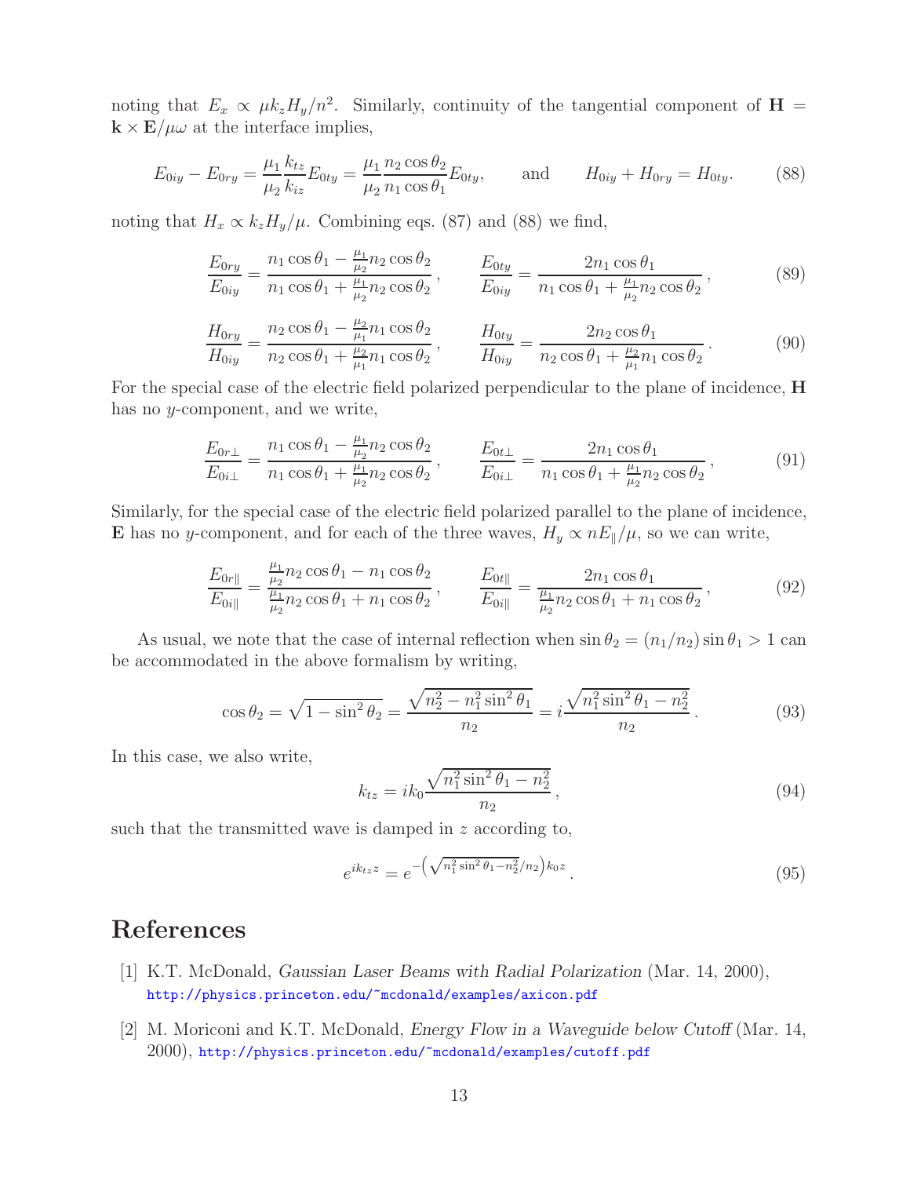noting that $E_x \propto \mu k_z H_y/n^2$. Similarly, continuity of the tangential component of $\mathbf{H} = \mathbf{k} \times \mathbf{E}/\mu\omega$ at the interface implies,

$$
E_{0iy} - E_{0ry} = \frac{\mu_1}{\mu_2}\frac{k_{tz}}{k_{iz}}E_{0ty} = \frac{\mu_1}{\mu_2}\frac{n_2\cos\theta_2}{n_1\cos\theta_1}E_{0ty}, \qquad \text{and} \qquad H_{0iy} + H_{0ry} = H_{0ty}. \tag{88}
$$

noting that $H_x \propto k_z H_y/\mu$. Combining eqs. (87) and (88) we find,

$$
\frac{E_{0ry}}{E_{0iy}} = \frac{n_1\cos\theta_1 - \frac{\mu_1}{\mu_2}n_2\cos\theta_2}{n_1\cos\theta_1 + \frac{\mu_1}{\mu_2}n_2\cos\theta_2}, \qquad \frac{E_{0ty}}{E_{0iy}} = \frac{2n_1\cos\theta_1}{n_1\cos\theta_1 + \frac{\mu_1}{\mu_2}n_2\cos\theta_2}, \tag{89}
$$

$$
\frac{H_{0ry}}{H_{0iy}} = \frac{n_2\cos\theta_1 - \frac{\mu_2}{\mu_1}n_1\cos\theta_2}{n_2\cos\theta_1 + \frac{\mu_2}{\mu_1}n_1\cos\theta_2}, \qquad \frac{H_{0ty}}{H_{0iy}} = \frac{2n_2\cos\theta_1}{n_2\cos\theta_1 + \frac{\mu_2}{\mu_1}n_1\cos\theta_2}. \tag{90}
$$

For the special case of the electric field polarized perpendicular to the plane of incidence, $\mathbf{H}$ has no $y$-component, and we write,

$$
\frac{E_{0r\perp}}{E_{0i\perp}} = \frac{n_1\cos\theta_1 - \frac{\mu_1}{\mu_2}n_2\cos\theta_2}{n_1\cos\theta_1 + \frac{\mu_1}{\mu_2}n_2\cos\theta_2}, \qquad \frac{E_{0t\perp}}{E_{0i\perp}} = \frac{2n_1\cos\theta_1}{n_1\cos\theta_1 + \frac{\mu_1}{\mu_2}n_2\cos\theta_2}, \tag{91}
$$

Similarly, for the special case of the electric field polarized parallel to the plane of incidence, $\mathbf{E}$ has no $y$-component, and for each of the three waves, $H_y \propto nE_\parallel/\mu$, so we can write,

$$
\frac{E_{0r\parallel}}{E_{0i\parallel}} = \frac{\frac{\mu_1}{\mu_2}n_2\cos\theta_1 - n_1\cos\theta_2}{\frac{\mu_1}{\mu_2}n_2\cos\theta_1 + n_1\cos\theta_2}, \qquad \frac{E_{0t\parallel}}{E_{0i\parallel}} = \frac{2n_1\cos\theta_1}{\frac{\mu_1}{\mu_2}n_2\cos\theta_2 + n_1\cos\theta_2}, \tag{92}
$$

As usual, we note that the case of internal reflection when $\sin\theta_2 = (n_1/n_2)\sin\theta_1 > 1$ can be accommodated in the above formalism by writing,

$$
\cos\theta_2 = \sqrt{1 - \sin^2\theta_2} = \frac{\sqrt{n_2^2 - n_1^2\sin^2\theta_1}}{n_2} = i\frac{\sqrt{n_1^2\sin^2\theta_1 - n_2^2}}{n_2}. \tag{93}
$$

In this case, we also write,

$$
k_{tz} = ik_0\frac{\sqrt{n_1^2\sin^2\theta_1 - n_2^2}}{n_2}, \tag{94}
$$

such that the transmitted wave is damped in $z$ according to,

$$
e^{ik_{tz}z} = e^{-\left(\sqrt{n_1^2\sin^2\theta_1 - n_2^2}/n_2\right)k_0 z}. \tag{95}
$$

# References

[1] K.T. McDonald, *Gaussian Laser Beams with Radial Polarization* (Mar. 14, 2000), http://physics.princeton.edu/~mcdonald/examples/axicon.pdf

[2] M. Moriconi and K.T. McDonald, *Energy Flow in a Waveguide below Cutoff* (Mar. 14, 2000), http://physics.princeton.edu/~mcdonald/examples/cutoff.pdf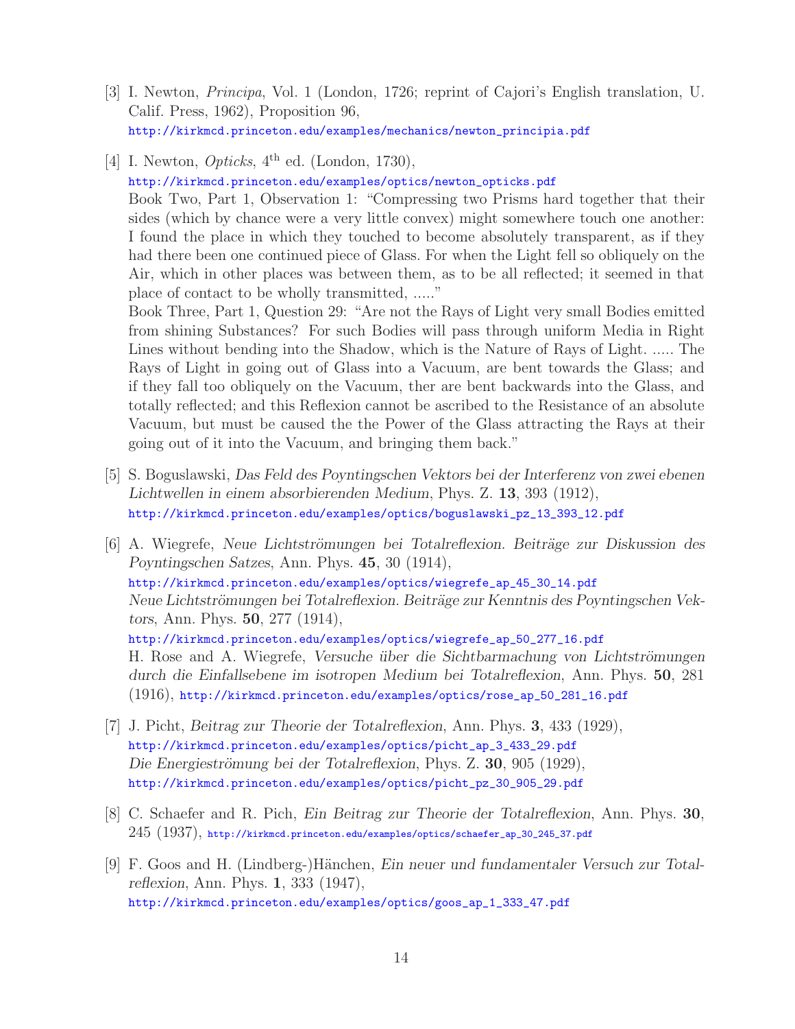[3] I. Newton, *Principa*, Vol. 1 (London, 1726; reprint of Cajori's English translation, U. Calif. Press, 1962), Proposition 96,
http://kirkmcd.princeton.edu/examples/mechanics/newton_principia.pdf

[4] I. Newton, *Opticks*, 4th ed. (London, 1730),
http://kirkmcd.princeton.edu/examples/optics/newton_opticks.pdf
Book Two, Part 1, Observation 1: "Compressing two Prisms hard together that their sides (which by chance were a very little convex) might somewhere touch one another: I found the place in which they touched to become absolutely transparent, as if they had there been one continued piece of Glass. For when the Light fell so obliquely on the Air, which in other places was between them, as to be all reflected; it seemed in that place of contact to be wholly transmitted, ....."
Book Three, Part 1, Question 29: "Are not the Rays of Light very small Bodies emitted from shining Substances? For such Bodies will pass through uniform Media in Right Lines without bending into the Shadow, which is the Nature of Rays of Light. ..... The Rays of Light in going out of Glass into a Vacuum, are bent towards the Glass; and if they fall too obliquely on the Vacuum, ther are bent backwards into the Glass, and totally reflected; and this Reflexion cannot be ascribed to the Resistance of an absolute Vacuum, but must be caused the the Power of the Glass attracting the Rays at their going out of it into the Vacuum, and bringing them back."

[5] S. Boguslawski, *Das Feld des Poyntingschen Vektors bei der Interferenz von zwei ebenen Lichtwellen in einem absorbierenden Medium*, Phys. Z. **13**, 393 (1912),
http://kirkmcd.princeton.edu/examples/optics/boguslawski_pz_13_393_12.pdf

[6] A. Wiegrefe, *Neue Lichtströmungen bei Totalreflexion. Beiträge zur Diskussion des Poyntingschen Satzes*, Ann. Phys. **45**, 30 (1914),
http://kirkmcd.princeton.edu/examples/optics/wiegrefe_ap_45_30_14.pdf
*Neue Lichtströmungen bei Totalreflexion. Beiträge zur Kenntnis des Poyntingschen Vektors*, Ann. Phys. **50**, 277 (1914),
http://kirkmcd.princeton.edu/examples/optics/wiegrefe_ap_50_277_16.pdf
H. Rose and A. Wiegrefe, *Versuche über die Sichtbarmachung von Lichtströmungen durch die Einfallsebene im isotropen Medium bei Totalreflexion*, Ann. Phys. **50**, 281 (1916), http://kirkmcd.princeton.edu/examples/optics/rose_ap_50_281_16.pdf

[7] J. Picht, *Beitrag zur Theorie der Totalreflexion*, Ann. Phys. **3**, 433 (1929),
http://kirkmcd.princeton.edu/examples/optics/picht_ap_3_433_29.pdf
*Die Energieströmung bei der Totalreflexion*, Phys. Z. **30**, 905 (1929),
http://kirkmcd.princeton.edu/examples/optics/picht_pz_30_905_29.pdf

[8] C. Schaefer and R. Pich, *Ein Beitrag zur Theorie der Totalreflexion*, Ann. Phys. **30**, 245 (1937), http://kirkmcd.princeton.edu/examples/optics/schaefer_ap_30_245_37.pdf

[9] F. Goos and H. (Lindberg-)Hänchen, *Ein neuer und fundamentaler Versuch zur Totalreflexion*, Ann. Phys. **1**, 333 (1947),
http://kirkmcd.princeton.edu/examples/optics/goos_ap_1_333_47.pdf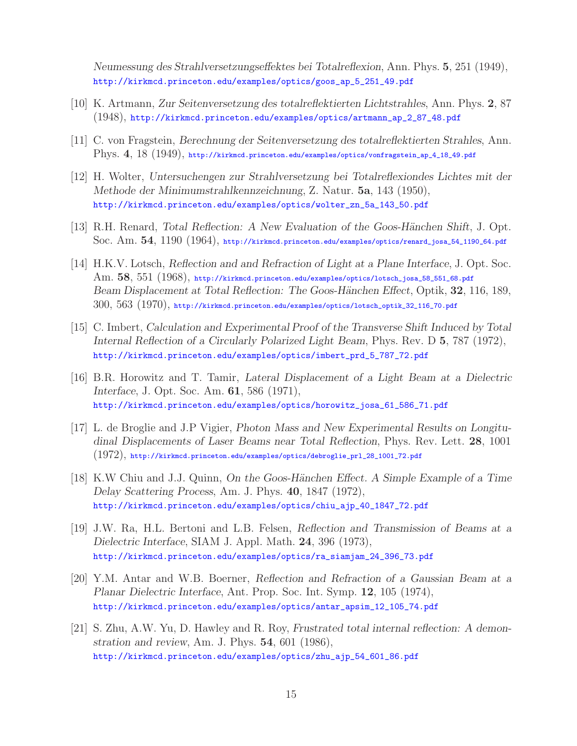*Neumessung des Strahlversetzungseffektes bei Totalreflexion*, Ann. Phys. **5**, 251 (1949), http://kirkmcd.princeton.edu/examples/optics/goos_ap_5_251_49.pdf

[10] K. Artmann, *Zur Seitenversetzung des totalreflektierten Lichtstrahles*, Ann. Phys. **2**, 87 (1948), http://kirkmcd.princeton.edu/examples/optics/artmann_ap_2_87_48.pdf

[11] C. von Fragstein, *Berechnung der Seitenversetzung des totalreflektierten Strahles*, Ann. Phys. **4**, 18 (1949), http://kirkmcd.princeton.edu/examples/optics/vonfragstein_ap_4_18_49.pdf

[12] H. Wolter, *Untersuchengen zur Strahlversetzung bei Totalreflexiondes Lichtes mit der Methode der Minimumstrahlkennzeichnung*, Z. Natur. **5a**, 143 (1950), http://kirkmcd.princeton.edu/examples/optics/wolter_zn_5a_143_50.pdf

[13] R.H. Renard, *Total Reflection: A New Evaluation of the Goos-Hänchen Shift*, J. Opt. Soc. Am. **54**, 1190 (1964), http://kirkmcd.princeton.edu/examples/optics/renard_josa_54_1190_64.pdf

[14] H.K.V. Lotsch, *Reflection and and Refraction of Light at a Plane Interface*, J. Opt. Soc. Am. **58**, 551 (1968), http://kirkmcd.princeton.edu/examples/optics/lotsch_josa_58_551_68.pdf
*Beam Displacement at Total Reflection: The Goos-Hänchen Effect*, Optik, **32**, 116, 189, 300, 563 (1970), http://kirkmcd.princeton.edu/examples/optics/lotsch_optik_32_116_70.pdf

[15] C. Imbert, *Calculation and Experimental Proof of the Transverse Shift Induced by Total Internal Reflection of a Circularly Polarized Light Beam*, Phys. Rev. D **5**, 787 (1972), http://kirkmcd.princeton.edu/examples/optics/imbert_prd_5_787_72.pdf

[16] B.R. Horowitz and T. Tamir, *Lateral Displacement of a Light Beam at a Dielectric Interface*, J. Opt. Soc. Am. **61**, 586 (1971), http://kirkmcd.princeton.edu/examples/optics/horowitz_josa_61_586_71.pdf

[17] L. de Broglie and J.P Vigier, *Photon Mass and New Experimental Results on Longitudinal Displacements of Laser Beams near Total Reflection*, Phys. Rev. Lett. **28**, 1001 (1972), http://kirkmcd.princeton.edu/examples/optics/debroglie_prl_28_1001_72.pdf

[18] K.W Chiu and J.J. Quinn, *On the Goos-Hänchen Effect. A Simple Example of a Time Delay Scattering Process*, Am. J. Phys. **40**, 1847 (1972), http://kirkmcd.princeton.edu/examples/optics/chiu_ajp_40_1847_72.pdf

[19] J.W. Ra, H.L. Bertoni and L.B. Felsen, *Reflection and Transmission of Beams at a Dielectric Interface*, SIAM J. Appl. Math. **24**, 396 (1973), http://kirkmcd.princeton.edu/examples/optics/ra_siamjam_24_396_73.pdf

[20] Y.M. Antar and W.B. Boerner, *Reflection and Refraction of a Gaussian Beam at a Planar Dielectric Interface*, Ant. Prop. Soc. Int. Symp. **12**, 105 (1974), http://kirkmcd.princeton.edu/examples/optics/antar_apsim_12_105_74.pdf

[21] S. Zhu, A.W. Yu, D. Hawley and R. Roy, *Frustrated total internal reflection: A demonstration and review*, Am. J. Phys. **54**, 601 (1986), http://kirkmcd.princeton.edu/examples/optics/zhu_ajp_54_601_86.pdf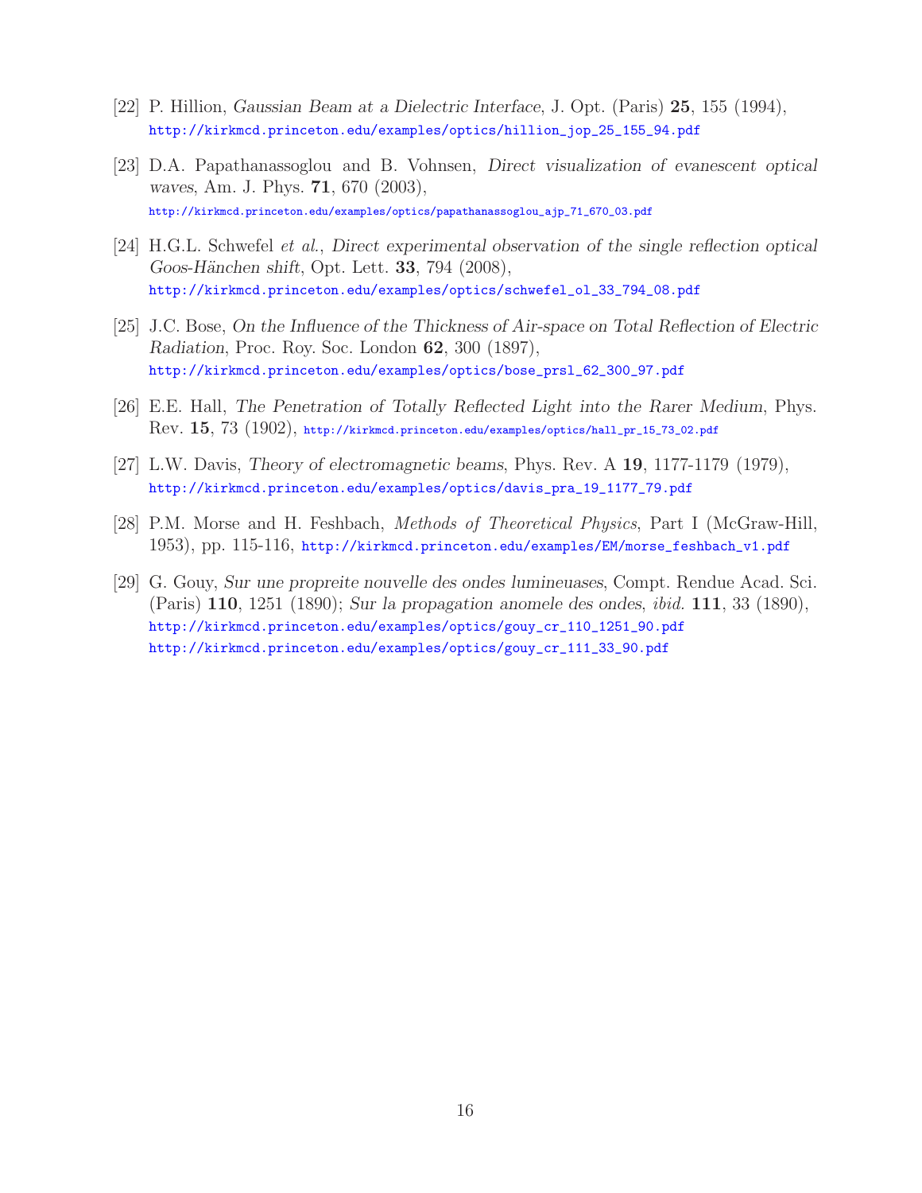[22] P. Hillion, *Gaussian Beam at a Dielectric Interface*, J. Opt. (Paris) **25**, 155 (1994),
http://kirkmcd.princeton.edu/examples/optics/hillion_jop_25_155_94.pdf

[23] D.A. Papathanassoglou and B. Vohnsen, *Direct visualization of evanescent optical waves*, Am. J. Phys. **71**, 670 (2003),
http://kirkmcd.princeton.edu/examples/optics/papathanassoglou_ajp_71_670_03.pdf

[24] H.G.L. Schwefel *et al.*, *Direct experimental observation of the single reflection optical Goos-Hänchen shift*, Opt. Lett. **33**, 794 (2008),
http://kirkmcd.princeton.edu/examples/optics/schwefel_ol_33_794_08.pdf

[25] J.C. Bose, *On the Influence of the Thickness of Air-space on Total Reflection of Electric Radiation*, Proc. Roy. Soc. London **62**, 300 (1897),
http://kirkmcd.princeton.edu/examples/optics/bose_prsl_62_300_97.pdf

[26] E.E. Hall, *The Penetration of Totally Reflected Light into the Rarer Medium*, Phys. Rev. **15**, 73 (1902), http://kirkmcd.princeton.edu/examples/optics/hall_pr_15_73_02.pdf

[27] L.W. Davis, *Theory of electromagnetic beams*, Phys. Rev. A **19**, 1177-1179 (1979),
http://kirkmcd.princeton.edu/examples/optics/davis_pra_19_1177_79.pdf

[28] P.M. Morse and H. Feshbach, *Methods of Theoretical Physics*, Part I (McGraw-Hill, 1953), pp. 115-116, http://kirkmcd.princeton.edu/examples/EM/morse_feshbach_v1.pdf

[29] G. Gouy, *Sur une propreite nouvelle des ondes lumineuases*, Compt. Rendue Acad. Sci. (Paris) **110**, 1251 (1890); *Sur la propagation anomele des ondes*, *ibid.* **111**, 33 (1890),
http://kirkmcd.princeton.edu/examples/optics/gouy_cr_110_1251_90.pdf
http://kirkmcd.princeton.edu/examples/optics/gouy_cr_111_33_90.pdf